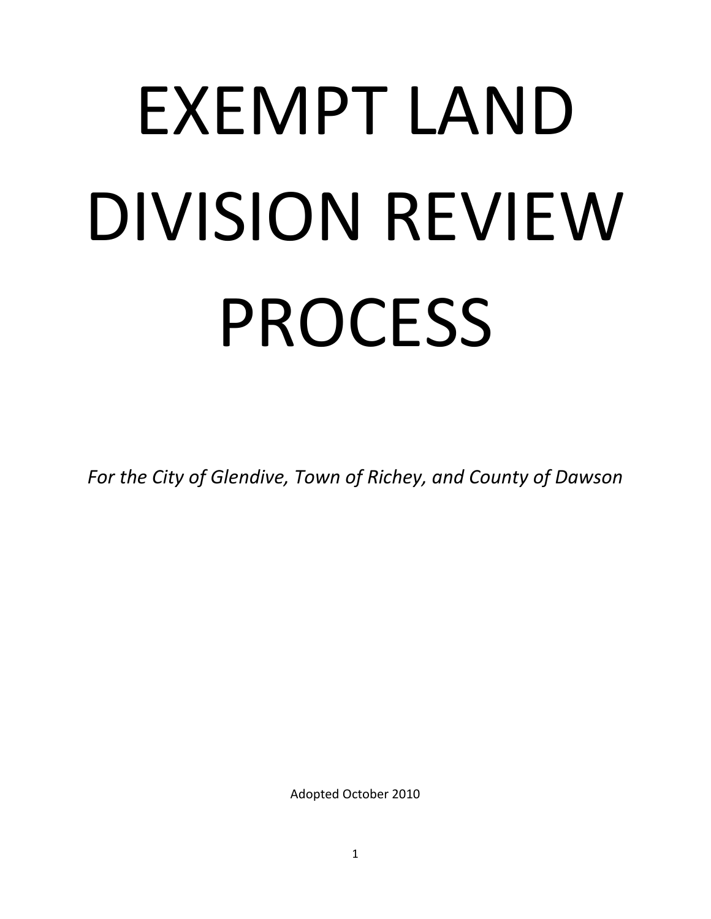# EXEMPT LAND DIVISION REVIEW PROCESS

*For the City of Glendive, Town of Richey, and County of Dawson*

Adopted October 2010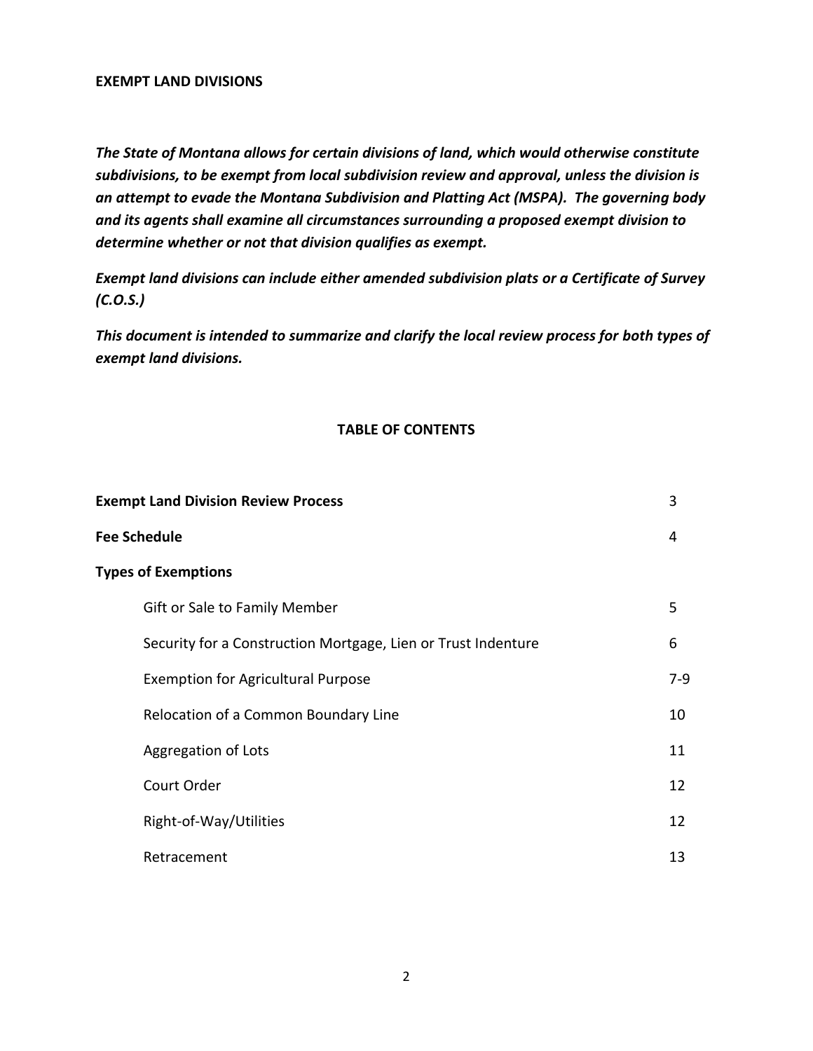# EXEMPT LAND DIVISIONS

***The State of Montana allows for certain divisions of land, which would otherwise constitute subdivisions, to be exempt from local subdivision review and approval, unless the division is an attempt to evade the Montana Subdivision and Platting Act (MSPA). The governing body and its agents shall examine all circumstances surrounding a proposed exempt division to determine whether or not that division qualifies as exempt.***

***Exempt land divisions can include either amended subdivision plats or a Certificate of Survey (C.O.S.)***

***This document is intended to summarize and clarify the local review process for both types of exempt land divisions.***

## TABLE OF CONTENTS

| | |
|---|---|
| **Exempt Land Division Review Process** | 3 |
| **Fee Schedule** | 4 |
| **Types of Exemptions** | |
| Gift or Sale to Family Member | 5 |
| Security for a Construction Mortgage, Lien or Trust Indenture | 6 |
| Exemption for Agricultural Purpose | 7-9 |
| Relocation of a Common Boundary Line | 10 |
| Aggregation of Lots | 11 |
| Court Order | 12 |
| Right-of-Way/Utilities | 12 |
| Retracement | 13 |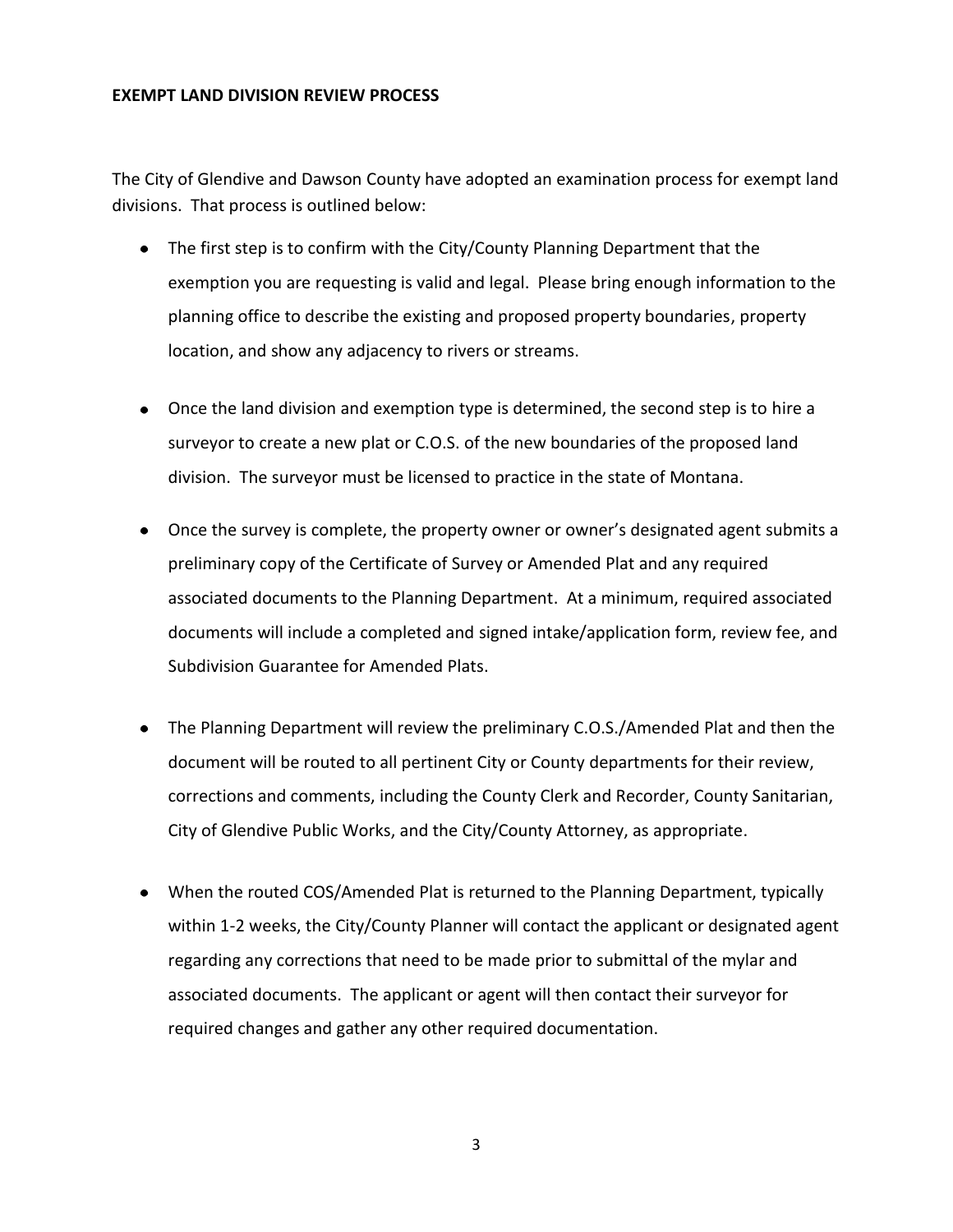**EXEMPT LAND DIVISION REVIEW PROCESS**

The City of Glendive and Dawson County have adopted an examination process for exempt land divisions. That process is outlined below:

- The first step is to confirm with the City/County Planning Department that the exemption you are requesting is valid and legal. Please bring enough information to the planning office to describe the existing and proposed property boundaries, property location, and show any adjacency to rivers or streams.

- Once the land division and exemption type is determined, the second step is to hire a surveyor to create a new plat or C.O.S. of the new boundaries of the proposed land division. The surveyor must be licensed to practice in the state of Montana.

- Once the survey is complete, the property owner or owner's designated agent submits a preliminary copy of the Certificate of Survey or Amended Plat and any required associated documents to the Planning Department. At a minimum, required associated documents will include a completed and signed intake/application form, review fee, and Subdivision Guarantee for Amended Plats.

- The Planning Department will review the preliminary C.O.S./Amended Plat and then the document will be routed to all pertinent City or County departments for their review, corrections and comments, including the County Clerk and Recorder, County Sanitarian, City of Glendive Public Works, and the City/County Attorney, as appropriate.

- When the routed COS/Amended Plat is returned to the Planning Department, typically within 1-2 weeks, the City/County Planner will contact the applicant or designated agent regarding any corrections that need to be made prior to submittal of the mylar and associated documents. The applicant or agent will then contact their surveyor for required changes and gather any other required documentation.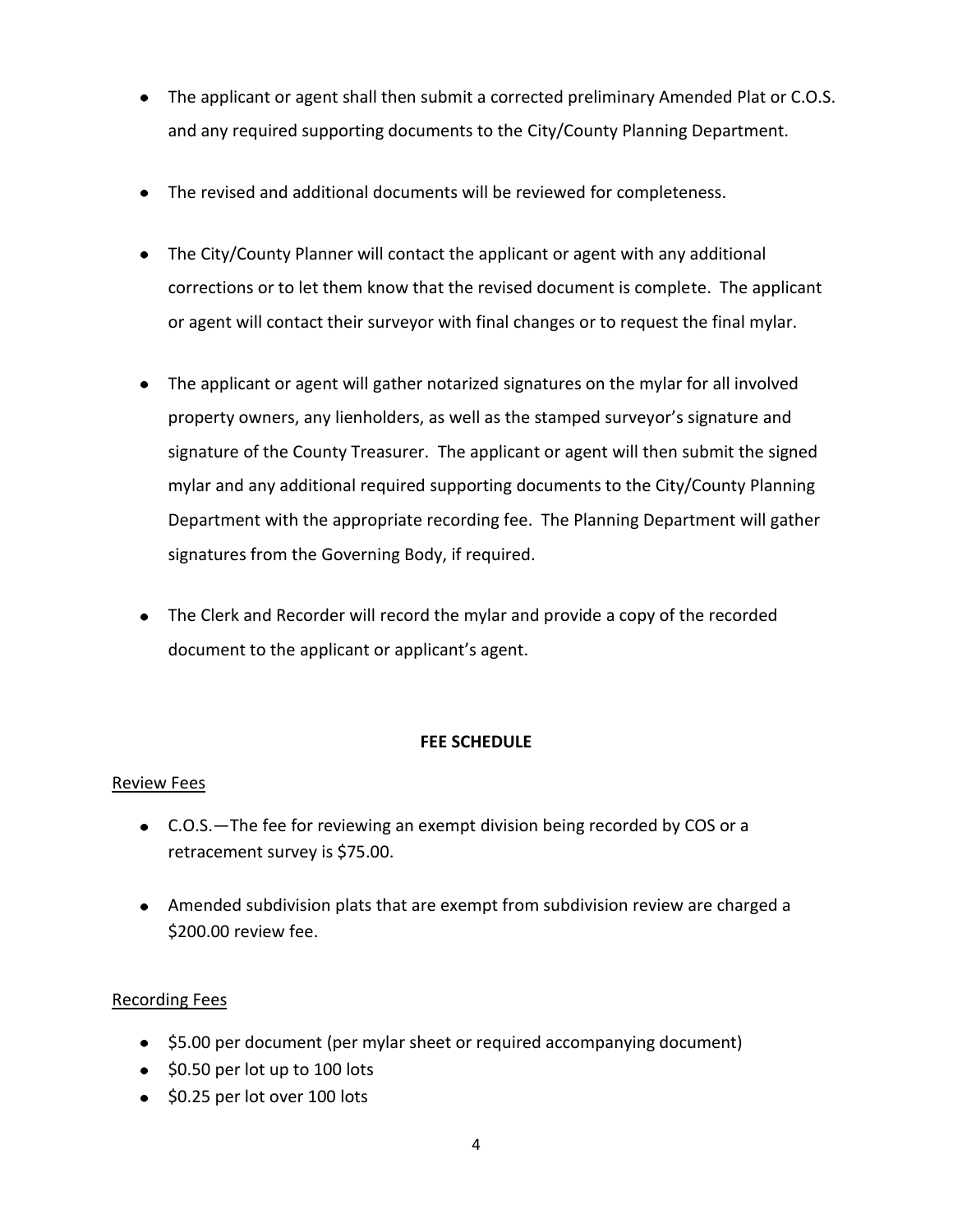- The applicant or agent shall then submit a corrected preliminary Amended Plat or C.O.S. and any required supporting documents to the City/County Planning Department.

- The revised and additional documents will be reviewed for completeness.

- The City/County Planner will contact the applicant or agent with any additional corrections or to let them know that the revised document is complete. The applicant or agent will contact their surveyor with final changes or to request the final mylar.

- The applicant or agent will gather notarized signatures on the mylar for all involved property owners, any lienholders, as well as the stamped surveyor's signature and signature of the County Treasurer. The applicant or agent will then submit the signed mylar and any additional required supporting documents to the City/County Planning Department with the appropriate recording fee. The Planning Department will gather signatures from the Governing Body, if required.

- The Clerk and Recorder will record the mylar and provide a copy of the recorded document to the applicant or applicant's agent.

## FEE SCHEDULE

Review Fees

- C.O.S.—The fee for reviewing an exempt division being recorded by COS or a retracement survey is $75.00.

- Amended subdivision plats that are exempt from subdivision review are charged a $200.00 review fee.

Recording Fees

- $5.00 per document (per mylar sheet or required accompanying document)
- $0.50 per lot up to 100 lots
- $0.25 per lot over 100 lots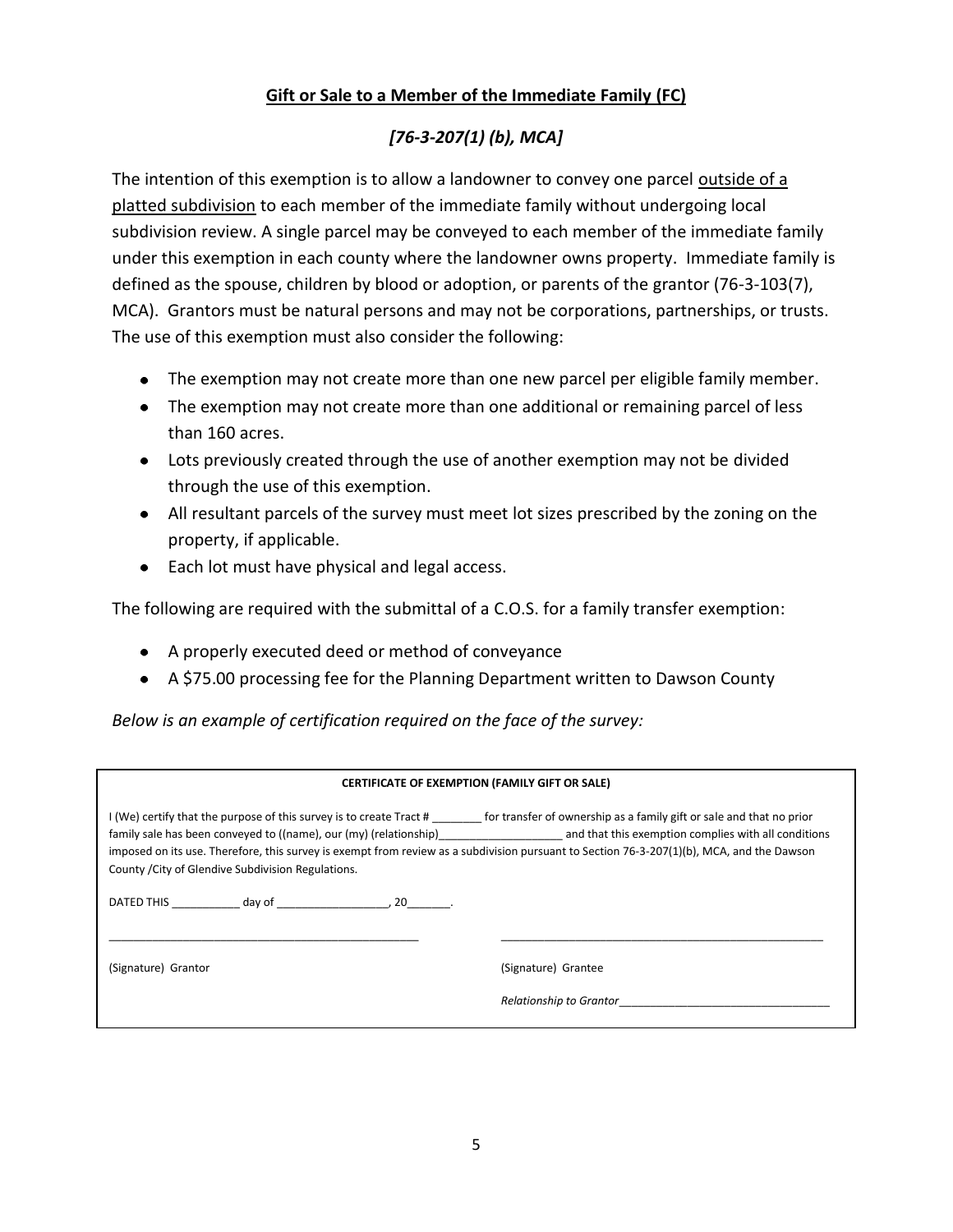## **Gift or Sale to a Member of the Immediate Family (FC)**

### *[76-3-207(1) (b), MCA]*

The intention of this exemption is to allow a landowner to convey one parcel <u>outside of a platted subdivision</u> to each member of the immediate family without undergoing local subdivision review. A single parcel may be conveyed to each member of the immediate family under this exemption in each county where the landowner owns property. Immediate family is defined as the spouse, children by blood or adoption, or parents of the grantor (76-3-103(7), MCA). Grantors must be natural persons and may not be corporations, partnerships, or trusts. The use of this exemption must also consider the following:

- The exemption may not create more than one new parcel per eligible family member.
- The exemption may not create more than one additional or remaining parcel of less than 160 acres.
- Lots previously created through the use of another exemption may not be divided through the use of this exemption.
- All resultant parcels of the survey must meet lot sizes prescribed by the zoning on the property, if applicable.
- Each lot must have physical and legal access.

The following are required with the submittal of a C.O.S. for a family transfer exemption:

- A properly executed deed or method of conveyance
- A $75.00 processing fee for the Planning Department written to Dawson County

*Below is an example of certification required on the face of the survey:*

**CERTIFICATE OF EXEMPTION (FAMILY GIFT OR SALE)**

I (We) certify that the purpose of this survey is to create Tract # ________ for transfer of ownership as a family gift or sale and that no prior family sale has been conveyed to ((name), our (my) (relationship)____________________ and that this exemption complies with all conditions imposed on its use. Therefore, this survey is exempt from review as a subdivision pursuant to Section 76-3-207(1)(b), MCA, and the Dawson County /City of Glendive Subdivision Regulations.

DATED THIS ___________ day of __________________, 20_______.

_______________________________________________ (Signature) Grantor

_______________________________________________ (Signature) Grantee

*Relationship to Grantor*_________________________________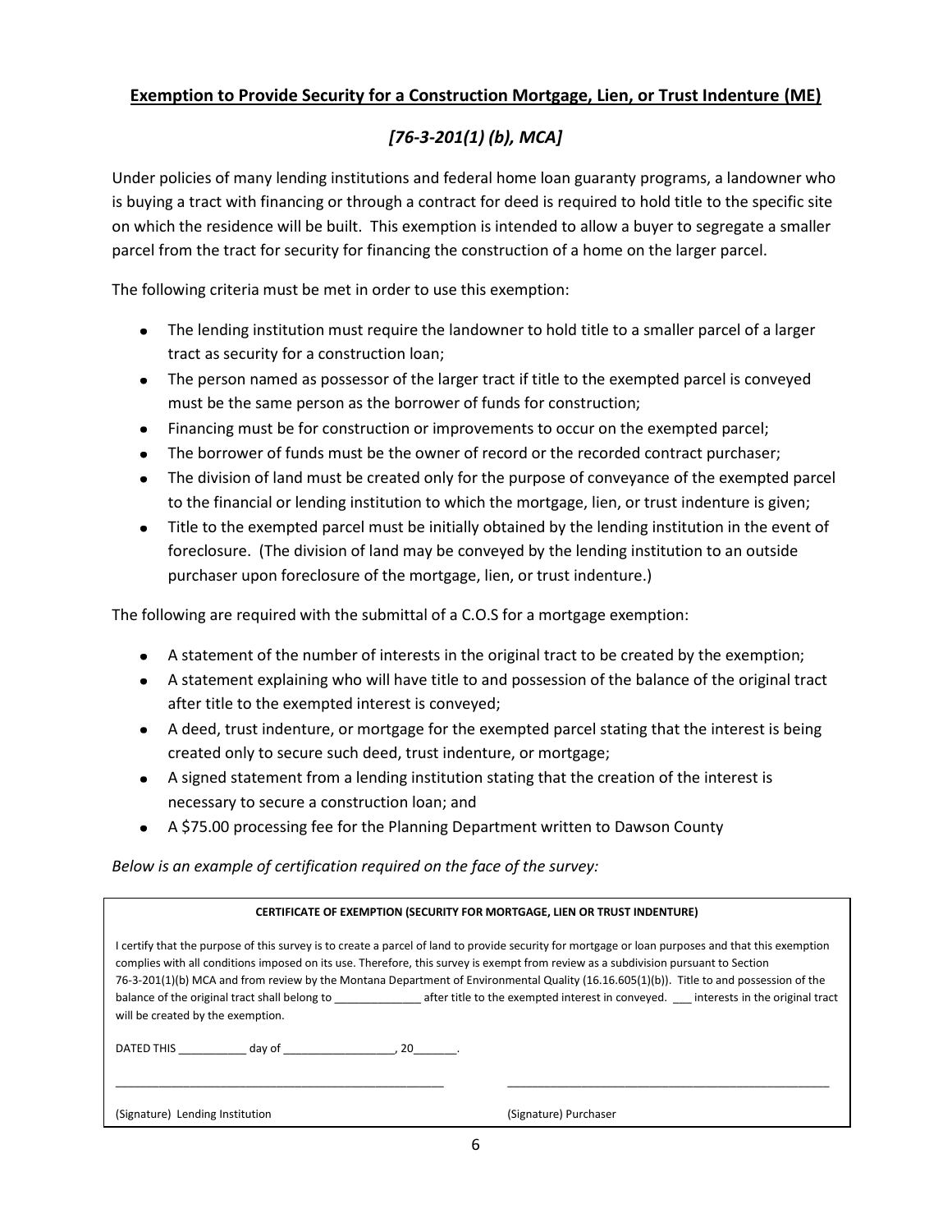## Exemption to Provide Security for a Construction Mortgage, Lien, or Trust Indenture (ME)

### *[76-3-201(1) (b), MCA]*

Under policies of many lending institutions and federal home loan guaranty programs, a landowner who is buying a tract with financing or through a contract for deed is required to hold title to the specific site on which the residence will be built. This exemption is intended to allow a buyer to segregate a smaller parcel from the tract for security for financing the construction of a home on the larger parcel.

The following criteria must be met in order to use this exemption:

- The lending institution must require the landowner to hold title to a smaller parcel of a larger tract as security for a construction loan;
- The person named as possessor of the larger tract if title to the exempted parcel is conveyed must be the same person as the borrower of funds for construction;
- Financing must be for construction or improvements to occur on the exempted parcel;
- The borrower of funds must be the owner of record or the recorded contract purchaser;
- The division of land must be created only for the purpose of conveyance of the exempted parcel to the financial or lending institution to which the mortgage, lien, or trust indenture is given;
- Title to the exempted parcel must be initially obtained by the lending institution in the event of foreclosure. (The division of land may be conveyed by the lending institution to an outside purchaser upon foreclosure of the mortgage, lien, or trust indenture.)

The following are required with the submittal of a C.O.S for a mortgage exemption:

- A statement of the number of interests in the original tract to be created by the exemption;
- A statement explaining who will have title to and possession of the balance of the original tract after title to the exempted interest is conveyed;
- A deed, trust indenture, or mortgage for the exempted parcel stating that the interest is being created only to secure such deed, trust indenture, or mortgage;
- A signed statement from a lending institution stating that the creation of the interest is necessary to secure a construction loan; and
- A $75.00 processing fee for the Planning Department written to Dawson County

*Below is an example of certification required on the face of the survey:*

**CERTIFICATE OF EXEMPTION (SECURITY FOR MORTGAGE, LIEN OR TRUST INDENTURE)**

I certify that the purpose of this survey is to create a parcel of land to provide security for mortgage or loan purposes and that this exemption complies with all conditions imposed on its use. Therefore, this survey is exempt from review as a subdivision pursuant to Section 76-3-201(1)(b) MCA and from review by the Montana Department of Environmental Quality (16.16.605(1)(b)). Title to and possession of the balance of the original tract shall belong to ______________ after title to the exempted interest in conveyed. ___ interests in the original tract will be created by the exemption.

DATED THIS ___________ day of __________________, 20_______.

__________________________________________________ (Signature) Lending Institution

__________________________________________________ (Signature) Purchaser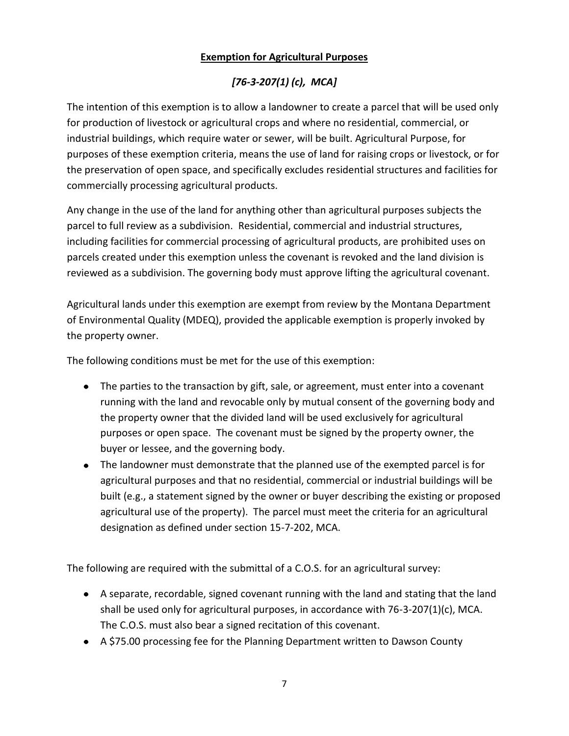## **Exemption for Agricultural Purposes**

### *[76-3-207(1) (c), MCA]*

The intention of this exemption is to allow a landowner to create a parcel that will be used only for production of livestock or agricultural crops and where no residential, commercial, or industrial buildings, which require water or sewer, will be built. Agricultural Purpose, for purposes of these exemption criteria, means the use of land for raising crops or livestock, or for the preservation of open space, and specifically excludes residential structures and facilities for commercially processing agricultural products.

Any change in the use of the land for anything other than agricultural purposes subjects the parcel to full review as a subdivision. Residential, commercial and industrial structures, including facilities for commercial processing of agricultural products, are prohibited uses on parcels created under this exemption unless the covenant is revoked and the land division is reviewed as a subdivision. The governing body must approve lifting the agricultural covenant.

Agricultural lands under this exemption are exempt from review by the Montana Department of Environmental Quality (MDEQ), provided the applicable exemption is properly invoked by the property owner.

The following conditions must be met for the use of this exemption:

- The parties to the transaction by gift, sale, or agreement, must enter into a covenant running with the land and revocable only by mutual consent of the governing body and the property owner that the divided land will be used exclusively for agricultural purposes or open space. The covenant must be signed by the property owner, the buyer or lessee, and the governing body.
- The landowner must demonstrate that the planned use of the exempted parcel is for agricultural purposes and that no residential, commercial or industrial buildings will be built (e.g., a statement signed by the owner or buyer describing the existing or proposed agricultural use of the property). The parcel must meet the criteria for an agricultural designation as defined under section 15-7-202, MCA.

The following are required with the submittal of a C.O.S. for an agricultural survey:

- A separate, recordable, signed covenant running with the land and stating that the land shall be used only for agricultural purposes, in accordance with 76-3-207(1)(c), MCA. The C.O.S. must also bear a signed recitation of this covenant.
- A $75.00 processing fee for the Planning Department written to Dawson County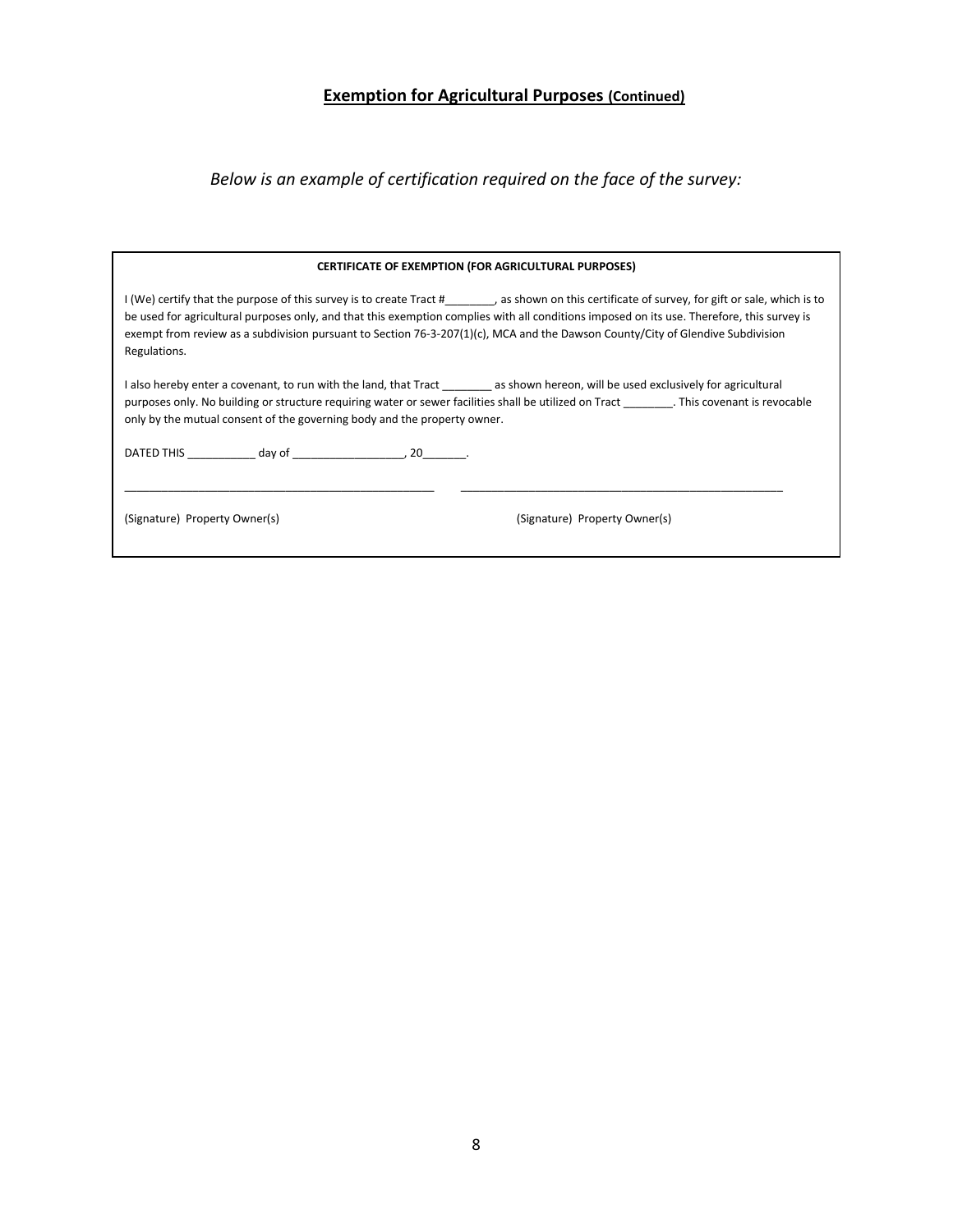## **Exemption for Agricultural Purposes (Continued)**

*Below is an example of certification required on the face of the survey:*

**CERTIFICATE OF EXEMPTION (FOR AGRICULTURAL PURPOSES)**

I (We) certify that the purpose of this survey is to create Tract #________, as shown on this certificate of survey, for gift or sale, which is to be used for agricultural purposes only, and that this exemption complies with all conditions imposed on its use. Therefore, this survey is exempt from review as a subdivision pursuant to Section 76-3-207(1)(c), MCA and the Dawson County/City of Glendive Subdivision Regulations.

I also hereby enter a covenant, to run with the land, that Tract ________ as shown hereon, will be used exclusively for agricultural purposes only. No building or structure requiring water or sewer facilities shall be utilized on Tract ________. This covenant is revocable only by the mutual consent of the governing body and the property owner.

DATED THIS ___________ day of __________________, 20_______.

___________________________________________________ ___________________________________________________

(Signature) Property Owner(s) (Signature) Property Owner(s)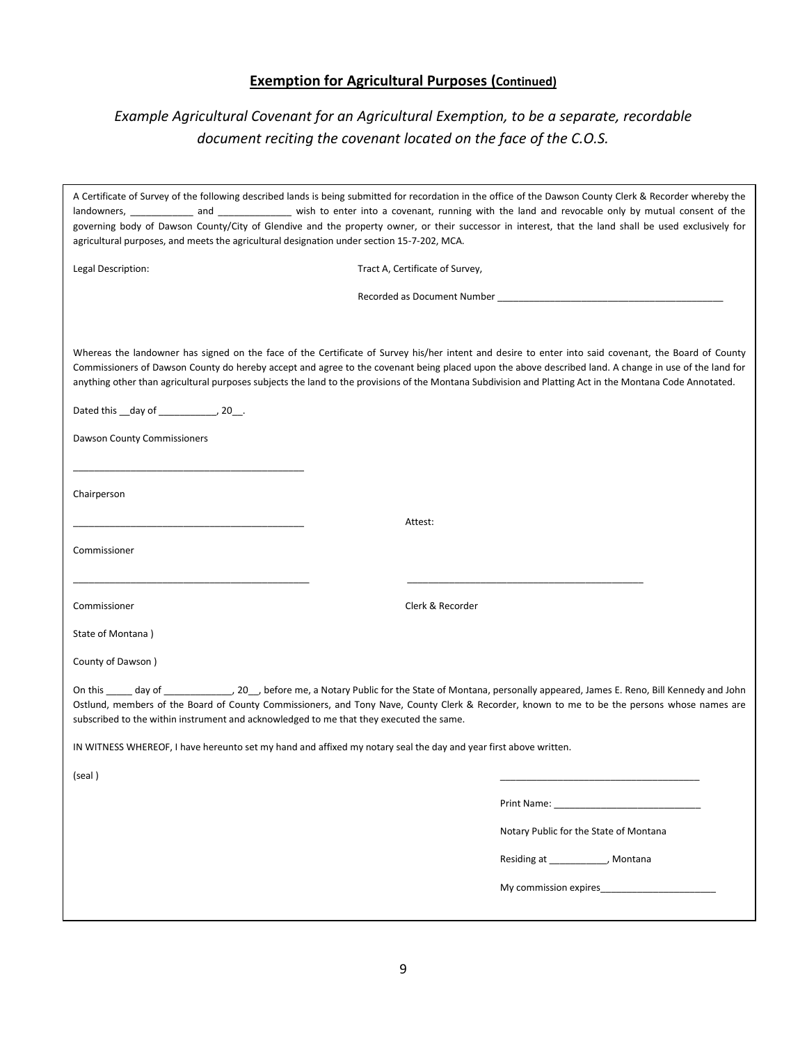## **Exemption for Agricultural Purposes (Continued)**

*Example Agricultural Covenant for an Agricultural Exemption, to be a separate, recordable document reciting the covenant located on the face of the C.O.S.*

A Certificate of Survey of the following described lands is being submitted for recordation in the office of the Dawson County Clerk & Recorder whereby the landowners, ____________ and ______________ wish to enter into a covenant, running with the land and revocable only by mutual consent of the governing body of Dawson County/City of Glendive and the property owner, or their successor in interest, that the land shall be used exclusively for agricultural purposes, and meets the agricultural designation under section 15-7-202, MCA.

Legal Description: Tract A, Certificate of Survey,

Recorded as Document Number ____________________________________________

Whereas the landowner has signed on the face of the Certificate of Survey his/her intent and desire to enter into said covenant, the Board of County Commissioners of Dawson County do hereby accept and agree to the covenant being placed upon the above described land. A change in use of the land for anything other than agricultural purposes subjects the land to the provisions of the Montana Subdivision and Platting Act in the Montana Code Annotated.

Dated this __day of ___________, 20__.

Dawson County Commissioners

_____________________________________________

Chairperson

_____________________________________________ Attest:

Commissioner

_____________________________________________ _____________________________________________

Commissioner Clerk & Recorder

State of Montana )

County of Dawson )

On this _____ day of _____________, 20__, before me, a Notary Public for the State of Montana, personally appeared, James E. Reno, Bill Kennedy and John Ostlund, members of the Board of County Commissioners, and Tony Nave, County Clerk & Recorder, known to me to be the persons whose names are subscribed to the within instrument and acknowledged to me that they executed the same.

IN WITNESS WHEREOF, I have hereunto set my hand and affixed my notary seal the day and year first above written.

(seal ) _______________________________________

Print Name: ____________________________

Notary Public for the State of Montana

Residing at ___________, Montana

My commission expires______________________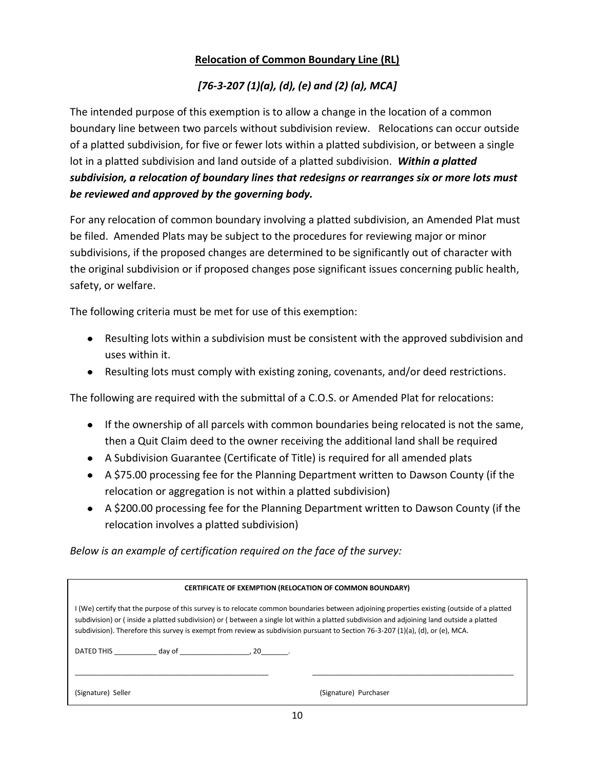## Relocation of Common Boundary Line (RL)

### *[76-3-207 (1)(a), (d), (e) and (2) (a), MCA]*

The intended purpose of this exemption is to allow a change in the location of a common boundary line between two parcels without subdivision review. Relocations can occur outside of a platted subdivision, for five or fewer lots within a platted subdivision, or between a single lot in a platted subdivision and land outside of a platted subdivision. ***Within a platted subdivision, a relocation of boundary lines that redesigns or rearranges six or more lots must be reviewed and approved by the governing body.***

For any relocation of common boundary involving a platted subdivision, an Amended Plat must be filed. Amended Plats may be subject to the procedures for reviewing major or minor subdivisions, if the proposed changes are determined to be significantly out of character with the original subdivision or if proposed changes pose significant issues concerning public health, safety, or welfare.

The following criteria must be met for use of this exemption:

- Resulting lots within a subdivision must be consistent with the approved subdivision and uses within it.
- Resulting lots must comply with existing zoning, covenants, and/or deed restrictions.

The following are required with the submittal of a C.O.S. or Amended Plat for relocations:

- If the ownership of all parcels with common boundaries being relocated is not the same, then a Quit Claim deed to the owner receiving the additional land shall be required
- A Subdivision Guarantee (Certificate of Title) is required for all amended plats
- A $75.00 processing fee for the Planning Department written to Dawson County (if the relocation or aggregation is not within a platted subdivision)
- A $200.00 processing fee for the Planning Department written to Dawson County (if the relocation involves a platted subdivision)

*Below is an example of certification required on the face of the survey:*

**CERTIFICATE OF EXEMPTION (RELOCATION OF COMMON BOUNDARY)**

I (We) certify that the purpose of this survey is to relocate common boundaries between adjoining properties existing (outside of a platted subdivision) or ( inside a platted subdivision) or ( between a single lot within a platted subdivision and adjoining land outside a platted subdivision). Therefore this survey is exempt from review as subdivision pursuant to Section 76-3-207 (1)(a), (d), or (e), MCA.

DATED THIS ___________ day of __________________, 20_______.

_______________________________________________ _______________________________________________

(Signature) Seller (Signature) Purchaser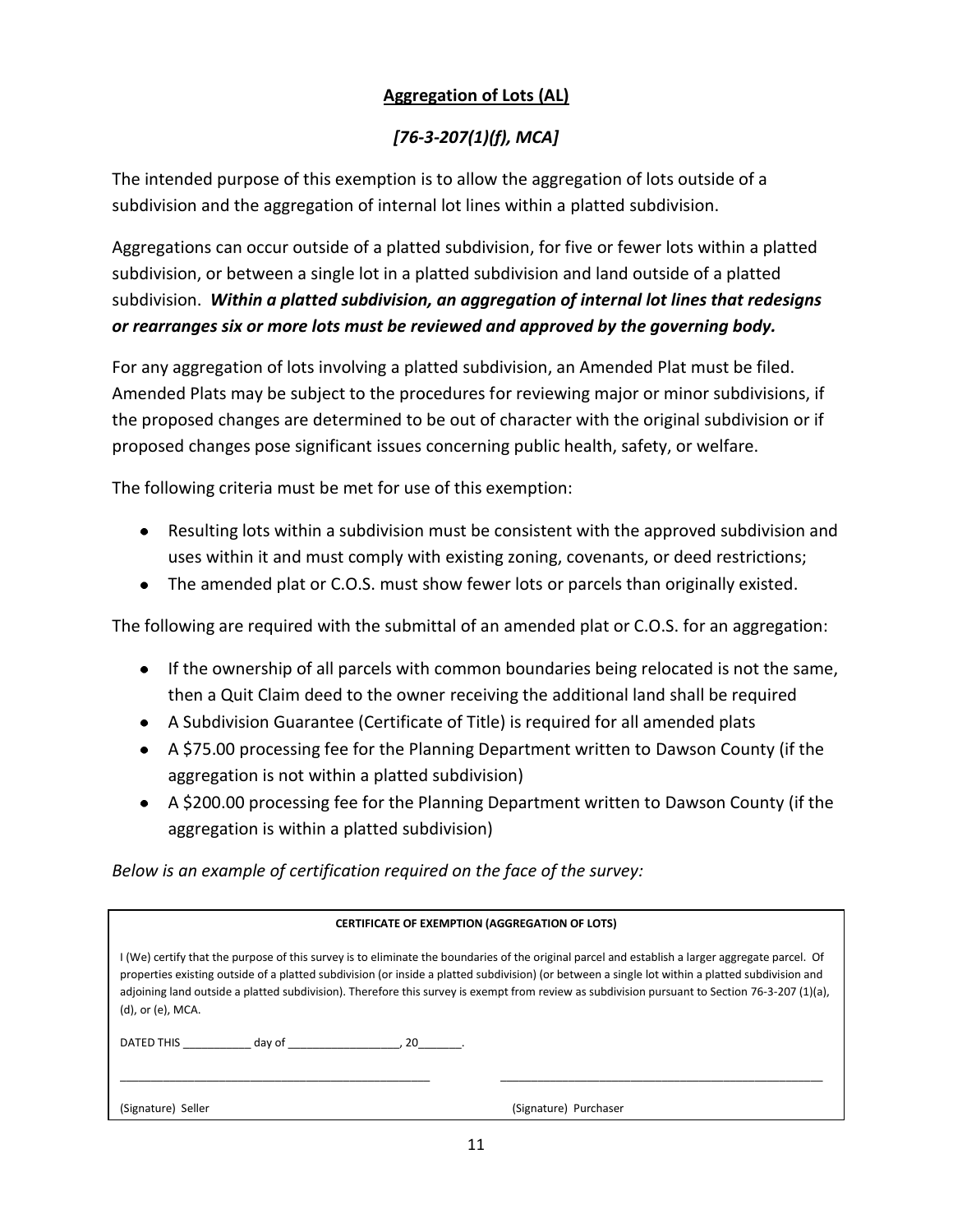## **Aggregation of Lots (AL)**

### *[76-3-207(1)(f), MCA]*

The intended purpose of this exemption is to allow the aggregation of lots outside of a subdivision and the aggregation of internal lot lines within a platted subdivision.

Aggregations can occur outside of a platted subdivision, for five or fewer lots within a platted subdivision, or between a single lot in a platted subdivision and land outside of a platted subdivision. ***Within a platted subdivision, an aggregation of internal lot lines that redesigns or rearranges six or more lots must be reviewed and approved by the governing body.***

For any aggregation of lots involving a platted subdivision, an Amended Plat must be filed. Amended Plats may be subject to the procedures for reviewing major or minor subdivisions, if the proposed changes are determined to be out of character with the original subdivision or if proposed changes pose significant issues concerning public health, safety, or welfare.

The following criteria must be met for use of this exemption:

- Resulting lots within a subdivision must be consistent with the approved subdivision and uses within it and must comply with existing zoning, covenants, or deed restrictions;
- The amended plat or C.O.S. must show fewer lots or parcels than originally existed.

The following are required with the submittal of an amended plat or C.O.S. for an aggregation:

- If the ownership of all parcels with common boundaries being relocated is not the same, then a Quit Claim deed to the owner receiving the additional land shall be required
- A Subdivision Guarantee (Certificate of Title) is required for all amended plats
- A $75.00 processing fee for the Planning Department written to Dawson County (if the aggregation is not within a platted subdivision)
- A $200.00 processing fee for the Planning Department written to Dawson County (if the aggregation is within a platted subdivision)

*Below is an example of certification required on the face of the survey:*

**CERTIFICATE OF EXEMPTION (AGGREGATION OF LOTS)**

I (We) certify that the purpose of this survey is to eliminate the boundaries of the original parcel and establish a larger aggregate parcel. Of properties existing outside of a platted subdivision (or inside a platted subdivision) (or between a single lot within a platted subdivision and adjoining land outside a platted subdivision). Therefore this survey is exempt from review as subdivision pursuant to Section 76-3-207 (1)(a), (d), or (e), MCA.

DATED THIS ___________ day of __________________, 20_______.

_______________________________________________ (Signature) Seller

_______________________________________________ (Signature) Purchaser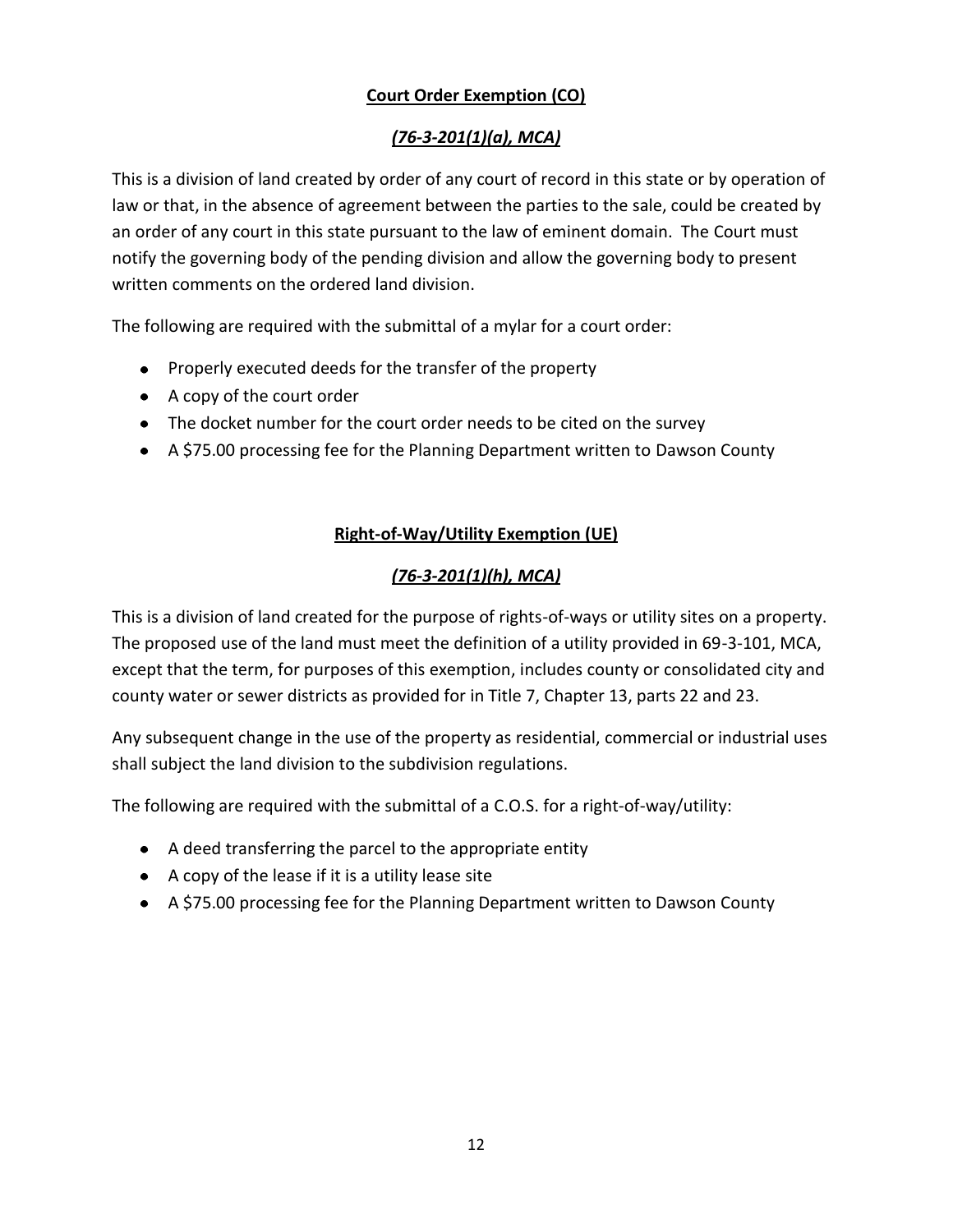## Court Order Exemption (CO)

### *(76-3-201(1)(a), MCA)*

This is a division of land created by order of any court of record in this state or by operation of law or that, in the absence of agreement between the parties to the sale, could be created by an order of any court in this state pursuant to the law of eminent domain. The Court must notify the governing body of the pending division and allow the governing body to present written comments on the ordered land division.

The following are required with the submittal of a mylar for a court order:

- Properly executed deeds for the transfer of the property
- A copy of the court order
- The docket number for the court order needs to be cited on the survey
- A $75.00 processing fee for the Planning Department written to Dawson County

## Right-of-Way/Utility Exemption (UE)

### *(76-3-201(1)(h), MCA)*

This is a division of land created for the purpose of rights-of-ways or utility sites on a property. The proposed use of the land must meet the definition of a utility provided in 69-3-101, MCA, except that the term, for purposes of this exemption, includes county or consolidated city and county water or sewer districts as provided for in Title 7, Chapter 13, parts 22 and 23.

Any subsequent change in the use of the property as residential, commercial or industrial uses shall subject the land division to the subdivision regulations.

The following are required with the submittal of a C.O.S. for a right-of-way/utility:

- A deed transferring the parcel to the appropriate entity
- A copy of the lease if it is a utility lease site
- A $75.00 processing fee for the Planning Department written to Dawson County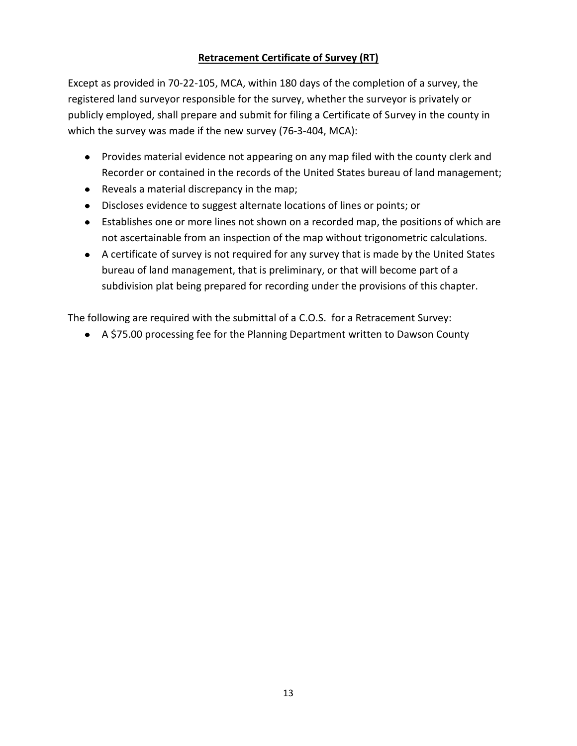## **Retracement Certificate of Survey (RT)**

Except as provided in 70-22-105, MCA, within 180 days of the completion of a survey, the registered land surveyor responsible for the survey, whether the surveyor is privately or publicly employed, shall prepare and submit for filing a Certificate of Survey in the county in which the survey was made if the new survey (76-3-404, MCA):

- Provides material evidence not appearing on any map filed with the county clerk and Recorder or contained in the records of the United States bureau of land management;
- Reveals a material discrepancy in the map;
- Discloses evidence to suggest alternate locations of lines or points; or
- Establishes one or more lines not shown on a recorded map, the positions of which are not ascertainable from an inspection of the map without trigonometric calculations.
- A certificate of survey is not required for any survey that is made by the United States bureau of land management, that is preliminary, or that will become part of a subdivision plat being prepared for recording under the provisions of this chapter.

The following are required with the submittal of a C.O.S. for a Retracement Survey:

- A $75.00 processing fee for the Planning Department written to Dawson County